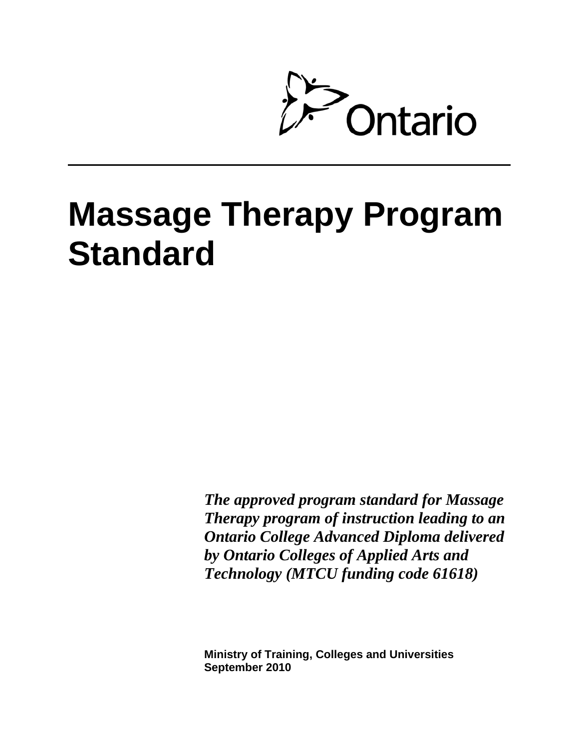Ontario

# Massage Therapy Program Standard

***The approved program standard for Massage Therapy program of instruction leading to an Ontario College Advanced Diploma delivered by Ontario Colleges of Applied Arts and Technology (MTCU funding code 61618)***

**Ministry of Training, Colleges and Universities**
**September 2010**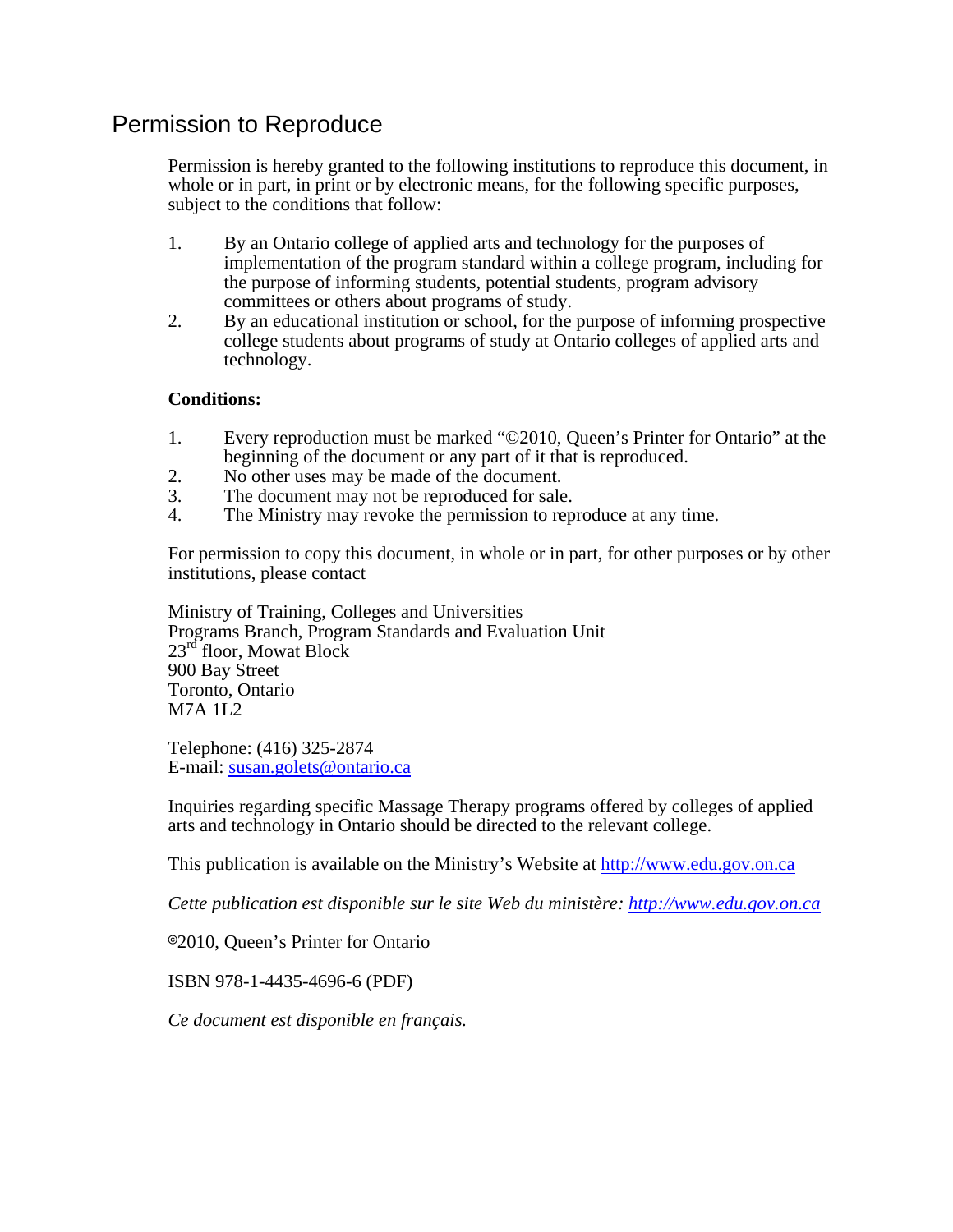# Permission to Reproduce

Permission is hereby granted to the following institutions to reproduce this document, in whole or in part, in print or by electronic means, for the following specific purposes, subject to the conditions that follow:

1. By an Ontario college of applied arts and technology for the purposes of implementation of the program standard within a college program, including for the purpose of informing students, potential students, program advisory committees or others about programs of study.
2. By an educational institution or school, for the purpose of informing prospective college students about programs of study at Ontario colleges of applied arts and technology.

**Conditions:**

1. Every reproduction must be marked "©2010, Queen's Printer for Ontario" at the beginning of the document or any part of it that is reproduced.
2. No other uses may be made of the document.
3. The document may not be reproduced for sale.
4. The Ministry may revoke the permission to reproduce at any time.

For permission to copy this document, in whole or in part, for other purposes or by other institutions, please contact

Ministry of Training, Colleges and Universities
Programs Branch, Program Standards and Evaluation Unit
23rd floor, Mowat Block
900 Bay Street
Toronto, Ontario
M7A 1L2

Telephone: (416) 325-2874
E-mail: susan.golets@ontario.ca

Inquiries regarding specific Massage Therapy programs offered by colleges of applied arts and technology in Ontario should be directed to the relevant college.

This publication is available on the Ministry's Website at http://www.edu.gov.on.ca

*Cette publication est disponible sur le site Web du ministère: http://www.edu.gov.on.ca*

©2010, Queen's Printer for Ontario

ISBN 978-1-4435-4696-6 (PDF)

*Ce document est disponible en français.*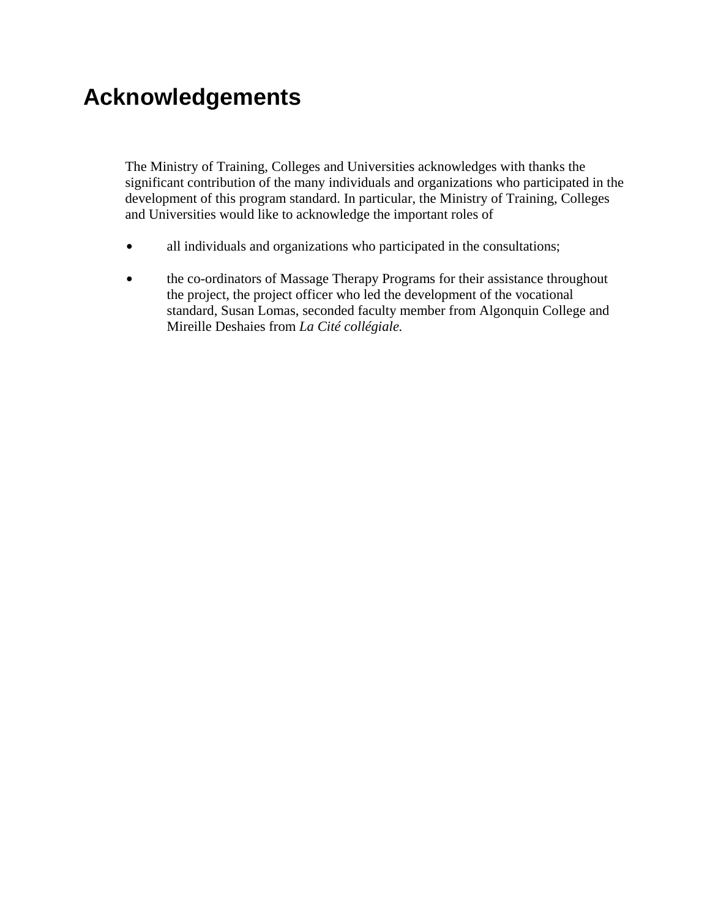# Acknowledgements

The Ministry of Training, Colleges and Universities acknowledges with thanks the significant contribution of the many individuals and organizations who participated in the development of this program standard. In particular, the Ministry of Training, Colleges and Universities would like to acknowledge the important roles of

- all individuals and organizations who participated in the consultations;
- the co-ordinators of Massage Therapy Programs for their assistance throughout the project, the project officer who led the development of the vocational standard, Susan Lomas, seconded faculty member from Algonquin College and Mireille Deshaies from *La Cité collégiale.*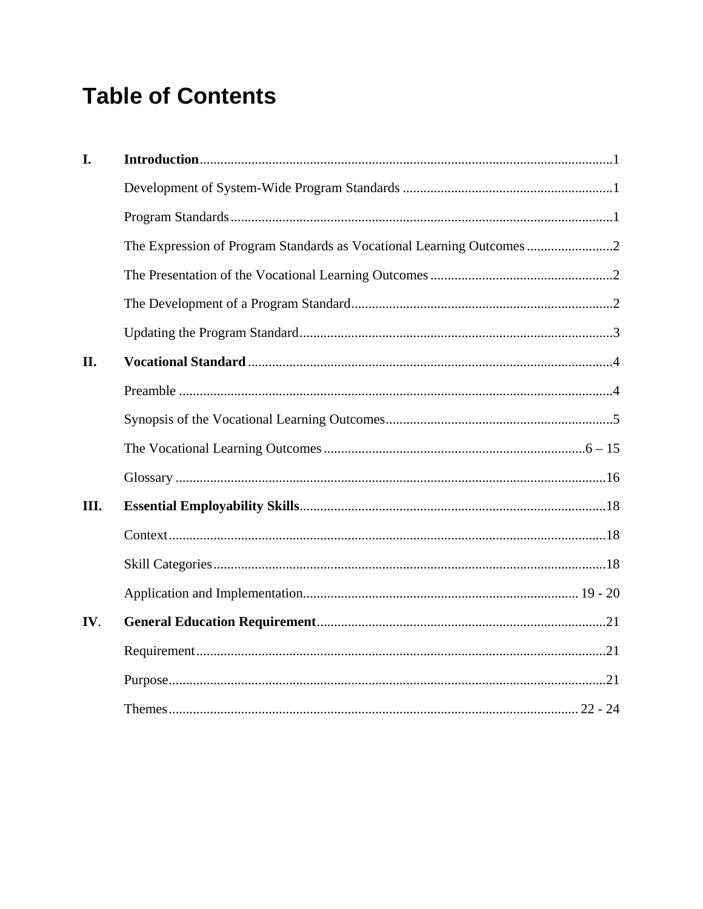# Table of Contents

| | | |
|---|---|---|
| **I.** | **Introduction** | 1 |
| | Development of System-Wide Program Standards | 1 |
| | Program Standards | 1 |
| | The Expression of Program Standards as Vocational Learning Outcomes | 2 |
| | The Presentation of the Vocational Learning Outcomes | 2 |
| | The Development of a Program Standard | 2 |
| | Updating the Program Standard | 3 |
| **II.** | **Vocational Standard** | 4 |
| | Preamble | 4 |
| | Synopsis of the Vocational Learning Outcomes | 5 |
| | The Vocational Learning Outcomes | 6 – 15 |
| | Glossary | 16 |
| **III.** | **Essential Employability Skills** | 18 |
| | Context | 18 |
| | Skill Categories | 18 |
| | Application and Implementation | 19 - 20 |
| **IV.** | **General Education Requirement** | 21 |
| | Requirement | 21 |
| | Purpose | 21 |
| | Themes | 22 - 24 |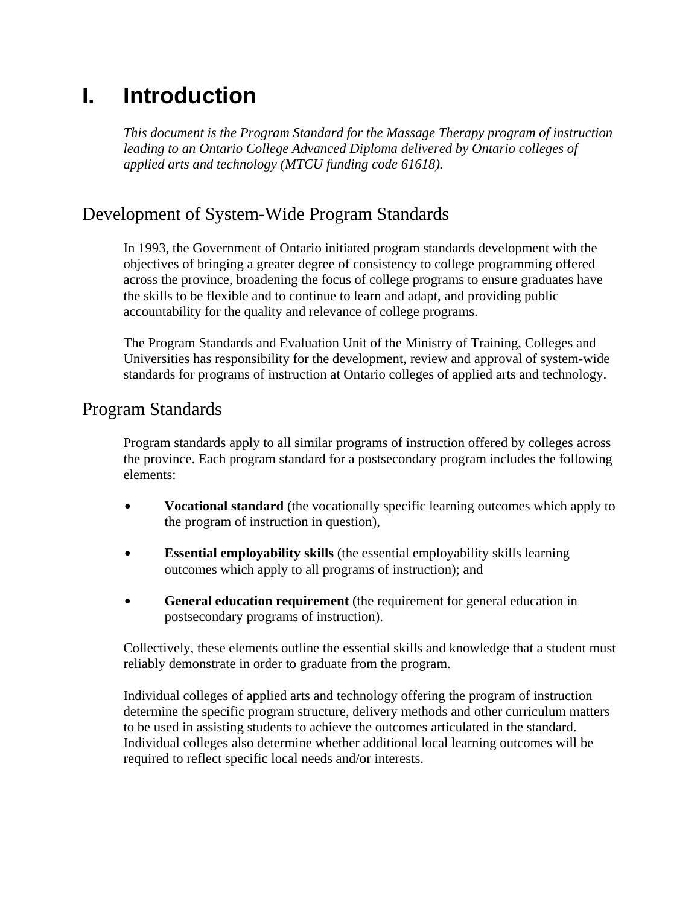# I. Introduction

*This document is the Program Standard for the Massage Therapy program of instruction leading to an Ontario College Advanced Diploma delivered by Ontario colleges of applied arts and technology (MTCU funding code 61618).*

## Development of System-Wide Program Standards

In 1993, the Government of Ontario initiated program standards development with the objectives of bringing a greater degree of consistency to college programming offered across the province, broadening the focus of college programs to ensure graduates have the skills to be flexible and to continue to learn and adapt, and providing public accountability for the quality and relevance of college programs.

The Program Standards and Evaluation Unit of the Ministry of Training, Colleges and Universities has responsibility for the development, review and approval of system-wide standards for programs of instruction at Ontario colleges of applied arts and technology.

## Program Standards

Program standards apply to all similar programs of instruction offered by colleges across the province. Each program standard for a postsecondary program includes the following elements:

- **Vocational standard** (the vocationally specific learning outcomes which apply to the program of instruction in question),
- **Essential employability skills** (the essential employability skills learning outcomes which apply to all programs of instruction); and
- **General education requirement** (the requirement for general education in postsecondary programs of instruction).

Collectively, these elements outline the essential skills and knowledge that a student must reliably demonstrate in order to graduate from the program.

Individual colleges of applied arts and technology offering the program of instruction determine the specific program structure, delivery methods and other curriculum matters to be used in assisting students to achieve the outcomes articulated in the standard. Individual colleges also determine whether additional local learning outcomes will be required to reflect specific local needs and/or interests.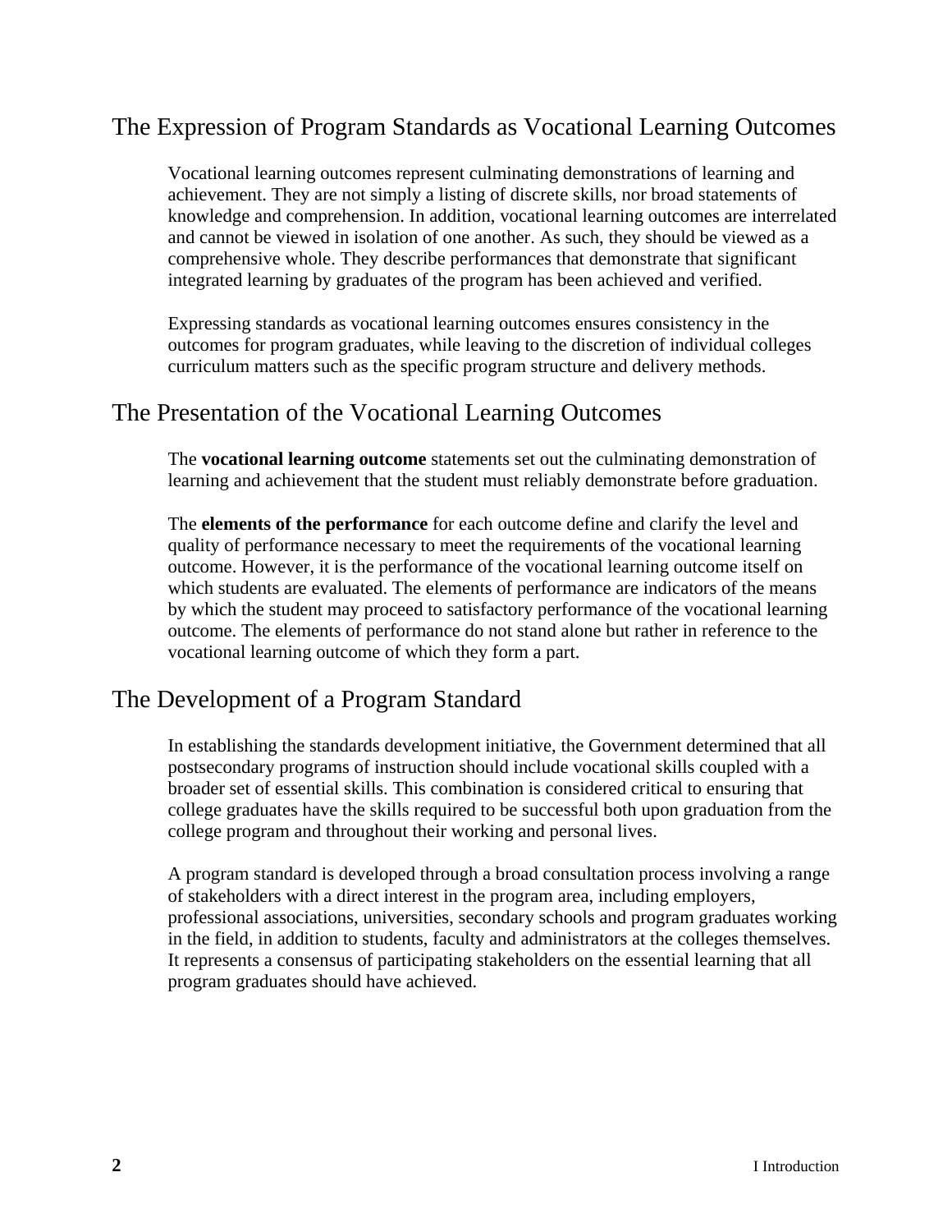## The Expression of Program Standards as Vocational Learning Outcomes

Vocational learning outcomes represent culminating demonstrations of learning and achievement. They are not simply a listing of discrete skills, nor broad statements of knowledge and comprehension. In addition, vocational learning outcomes are interrelated and cannot be viewed in isolation of one another. As such, they should be viewed as a comprehensive whole. They describe performances that demonstrate that significant integrated learning by graduates of the program has been achieved and verified.

Expressing standards as vocational learning outcomes ensures consistency in the outcomes for program graduates, while leaving to the discretion of individual colleges curriculum matters such as the specific program structure and delivery methods.

## The Presentation of the Vocational Learning Outcomes

The **vocational learning outcome** statements set out the culminating demonstration of learning and achievement that the student must reliably demonstrate before graduation.

The **elements of the performance** for each outcome define and clarify the level and quality of performance necessary to meet the requirements of the vocational learning outcome. However, it is the performance of the vocational learning outcome itself on which students are evaluated. The elements of performance are indicators of the means by which the student may proceed to satisfactory performance of the vocational learning outcome. The elements of performance do not stand alone but rather in reference to the vocational learning outcome of which they form a part.

## The Development of a Program Standard

In establishing the standards development initiative, the Government determined that all postsecondary programs of instruction should include vocational skills coupled with a broader set of essential skills. This combination is considered critical to ensuring that college graduates have the skills required to be successful both upon graduation from the college program and throughout their working and personal lives.

A program standard is developed through a broad consultation process involving a range of stakeholders with a direct interest in the program area, including employers, professional associations, universities, secondary schools and program graduates working in the field, in addition to students, faculty and administrators at the colleges themselves. It represents a consensus of participating stakeholders on the essential learning that all program graduates should have achieved.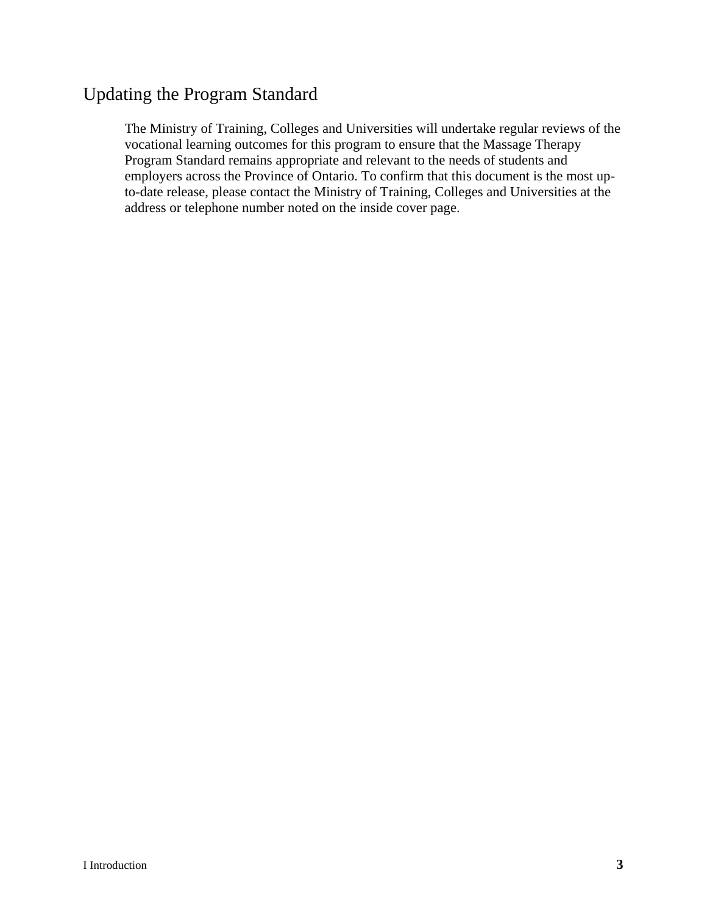## Updating the Program Standard

The Ministry of Training, Colleges and Universities will undertake regular reviews of the vocational learning outcomes for this program to ensure that the Massage Therapy Program Standard remains appropriate and relevant to the needs of students and employers across the Province of Ontario. To confirm that this document is the most up-to-date release, please contact the Ministry of Training, Colleges and Universities at the address or telephone number noted on the inside cover page.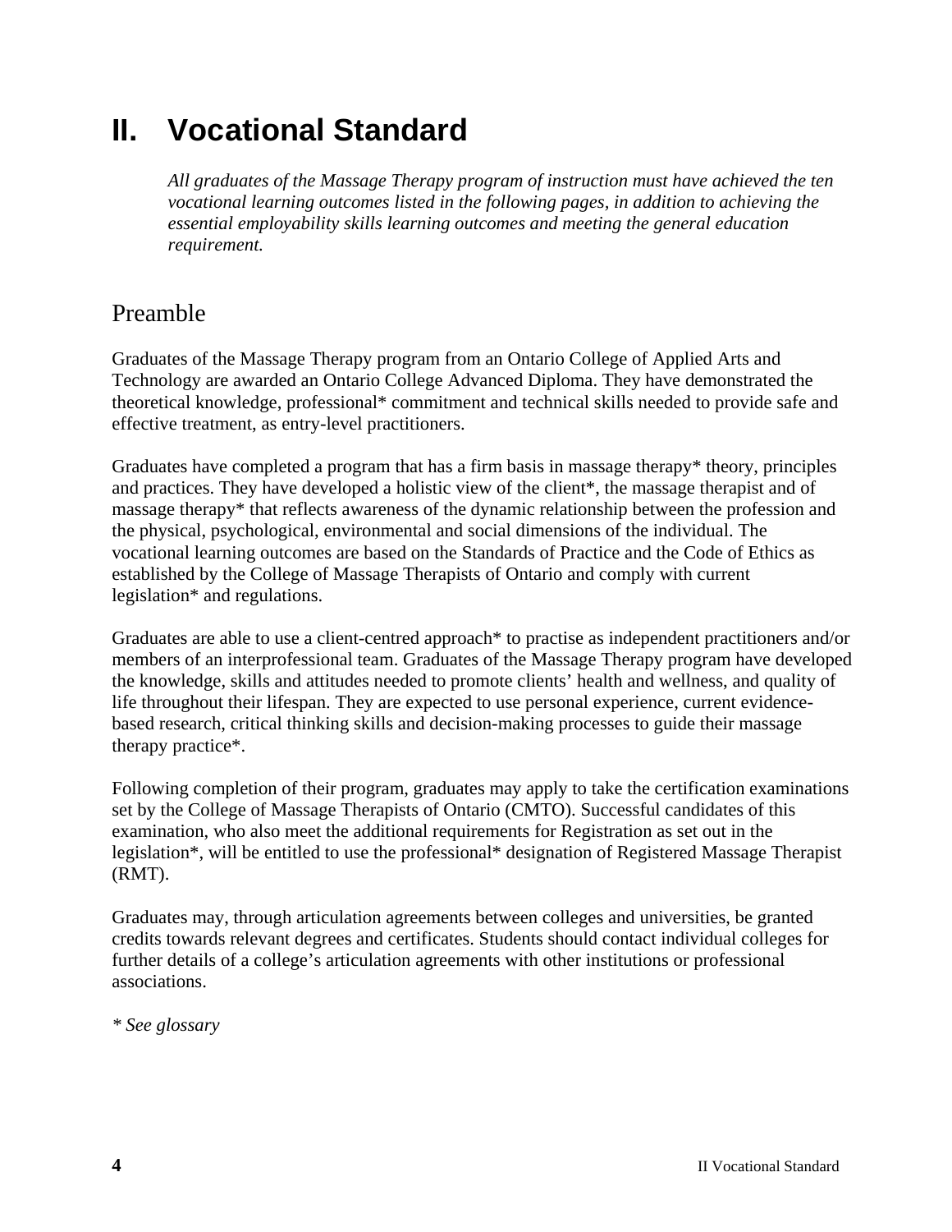# II. Vocational Standard

*All graduates of the Massage Therapy program of instruction must have achieved the ten vocational learning outcomes listed in the following pages, in addition to achieving the essential employability skills learning outcomes and meeting the general education requirement.*

## Preamble

Graduates of the Massage Therapy program from an Ontario College of Applied Arts and Technology are awarded an Ontario College Advanced Diploma. They have demonstrated the theoretical knowledge, professional* commitment and technical skills needed to provide safe and effective treatment, as entry-level practitioners.

Graduates have completed a program that has a firm basis in massage therapy* theory, principles and practices. They have developed a holistic view of the client*, the massage therapist and of massage therapy* that reflects awareness of the dynamic relationship between the profession and the physical, psychological, environmental and social dimensions of the individual. The vocational learning outcomes are based on the Standards of Practice and the Code of Ethics as established by the College of Massage Therapists of Ontario and comply with current legislation* and regulations.

Graduates are able to use a client-centred approach* to practise as independent practitioners and/or members of an interprofessional team. Graduates of the Massage Therapy program have developed the knowledge, skills and attitudes needed to promote clients' health and wellness, and quality of life throughout their lifespan. They are expected to use personal experience, current evidence-based research, critical thinking skills and decision-making processes to guide their massage therapy practice*.

Following completion of their program, graduates may apply to take the certification examinations set by the College of Massage Therapists of Ontario (CMTO). Successful candidates of this examination, who also meet the additional requirements for Registration as set out in the legislation*, will be entitled to use the professional* designation of Registered Massage Therapist (RMT).

Graduates may, through articulation agreements between colleges and universities, be granted credits towards relevant degrees and certificates. Students should contact individual colleges for further details of a college's articulation agreements with other institutions or professional associations.

*\* See glossary*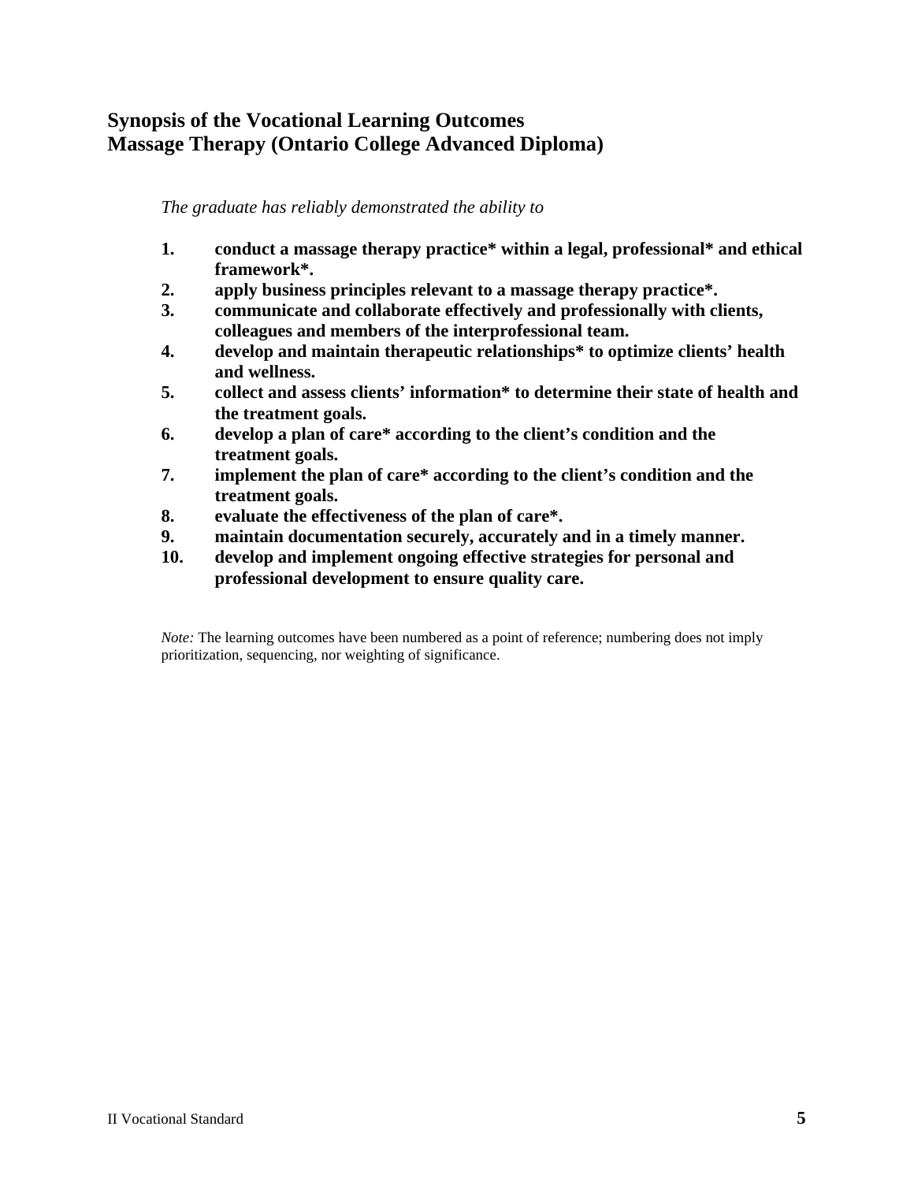## Synopsis of the Vocational Learning Outcomes
## Massage Therapy (Ontario College Advanced Diploma)

*The graduate has reliably demonstrated the ability to*

1. **conduct a massage therapy practice* within a legal, professional* and ethical framework*.**
2. **apply business principles relevant to a massage therapy practice*.**
3. **communicate and collaborate effectively and professionally with clients, colleagues and members of the interprofessional team.**
4. **develop and maintain therapeutic relationships* to optimize clients' health and wellness.**
5. **collect and assess clients' information* to determine their state of health and the treatment goals.**
6. **develop a plan of care* according to the client's condition and the treatment goals.**
7. **implement the plan of care* according to the client's condition and the treatment goals.**
8. **evaluate the effectiveness of the plan of care*.**
9. **maintain documentation securely, accurately and in a timely manner.**
10. **develop and implement ongoing effective strategies for personal and professional development to ensure quality care.**

*Note:* The learning outcomes have been numbered as a point of reference; numbering does not imply prioritization, sequencing, nor weighting of significance.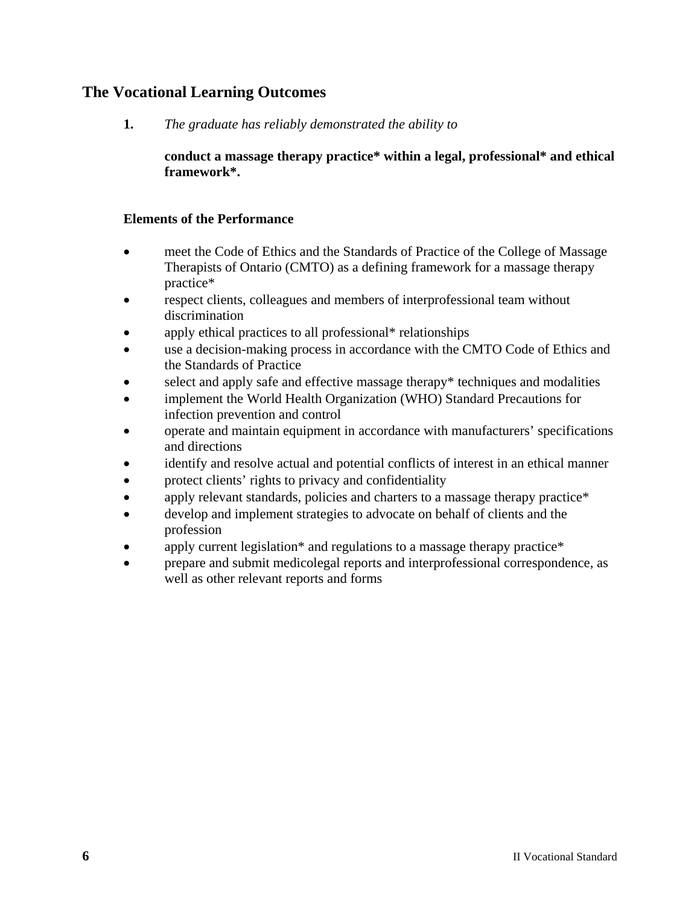## The Vocational Learning Outcomes

**1.** *The graduate has reliably demonstrated the ability to*

**conduct a massage therapy practice* within a legal, professional* and ethical framework*.**

### Elements of the Performance

- meet the Code of Ethics and the Standards of Practice of the College of Massage Therapists of Ontario (CMTO) as a defining framework for a massage therapy practice*
- respect clients, colleagues and members of interprofessional team without discrimination
- apply ethical practices to all professional* relationships
- use a decision-making process in accordance with the CMTO Code of Ethics and the Standards of Practice
- select and apply safe and effective massage therapy* techniques and modalities
- implement the World Health Organization (WHO) Standard Precautions for infection prevention and control
- operate and maintain equipment in accordance with manufacturers' specifications and directions
- identify and resolve actual and potential conflicts of interest in an ethical manner
- protect clients' rights to privacy and confidentiality
- apply relevant standards, policies and charters to a massage therapy practice*
- develop and implement strategies to advocate on behalf of clients and the profession
- apply current legislation* and regulations to a massage therapy practice*
- prepare and submit medicolegal reports and interprofessional correspondence, as well as other relevant reports and forms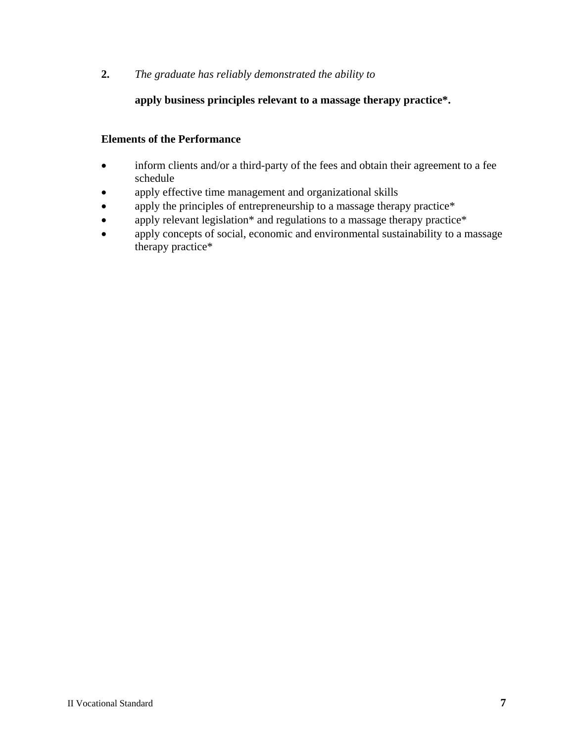**2.** *The graduate has reliably demonstrated the ability to*

**apply business principles relevant to a massage therapy practice*.**

**Elements of the Performance**

- inform clients and/or a third-party of the fees and obtain their agreement to a fee schedule
- apply effective time management and organizational skills
- apply the principles of entrepreneurship to a massage therapy practice*
- apply relevant legislation* and regulations to a massage therapy practice*
- apply concepts of social, economic and environmental sustainability to a massage therapy practice*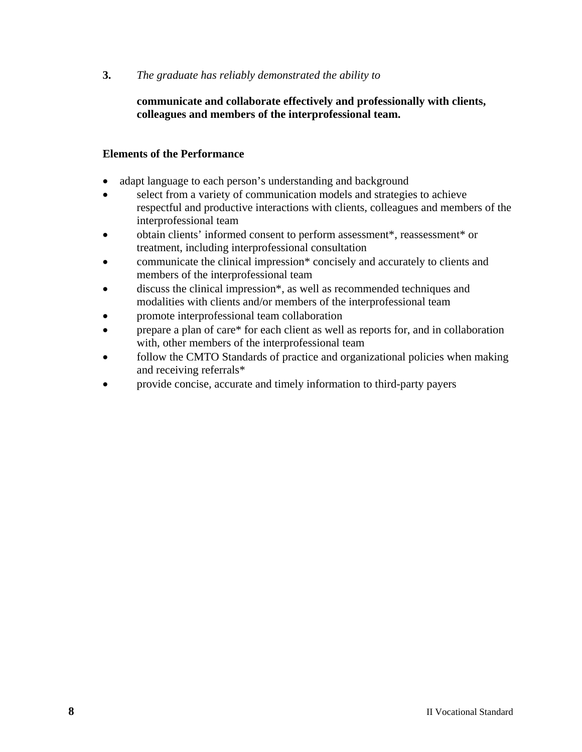**3.** *The graduate has reliably demonstrated the ability to*

**communicate and collaborate effectively and professionally with clients, colleagues and members of the interprofessional team.**

**Elements of the Performance**

- adapt language to each person's understanding and background
- select from a variety of communication models and strategies to achieve respectful and productive interactions with clients, colleagues and members of the interprofessional team
- obtain clients' informed consent to perform assessment*, reassessment* or treatment, including interprofessional consultation
- communicate the clinical impression* concisely and accurately to clients and members of the interprofessional team
- discuss the clinical impression*, as well as recommended techniques and modalities with clients and/or members of the interprofessional team
- promote interprofessional team collaboration
- prepare a plan of care* for each client as well as reports for, and in collaboration with, other members of the interprofessional team
- follow the CMTO Standards of practice and organizational policies when making and receiving referrals*
- provide concise, accurate and timely information to third-party payers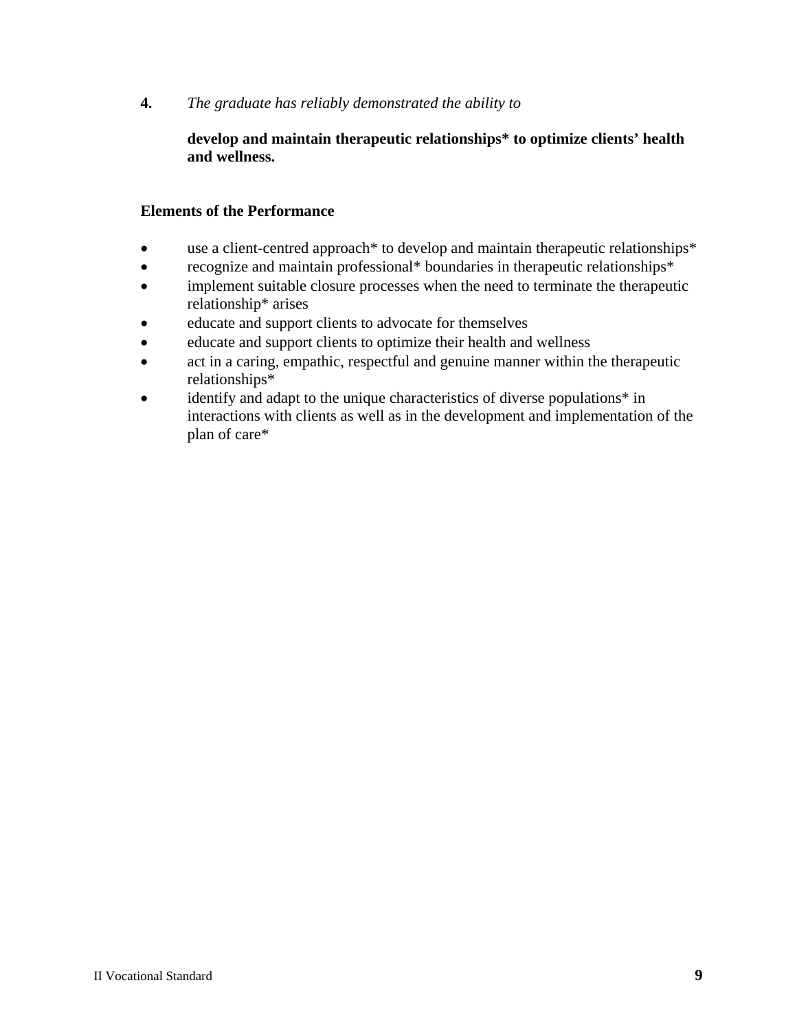**4.** *The graduate has reliably demonstrated the ability to*

**develop and maintain therapeutic relationships* to optimize clients' health and wellness.**

**Elements of the Performance**

- use a client-centred approach* to develop and maintain therapeutic relationships*
- recognize and maintain professional* boundaries in therapeutic relationships*
- implement suitable closure processes when the need to terminate the therapeutic relationship* arises
- educate and support clients to advocate for themselves
- educate and support clients to optimize their health and wellness
- act in a caring, empathic, respectful and genuine manner within the therapeutic relationships*
- identify and adapt to the unique characteristics of diverse populations* in interactions with clients as well as in the development and implementation of the plan of care*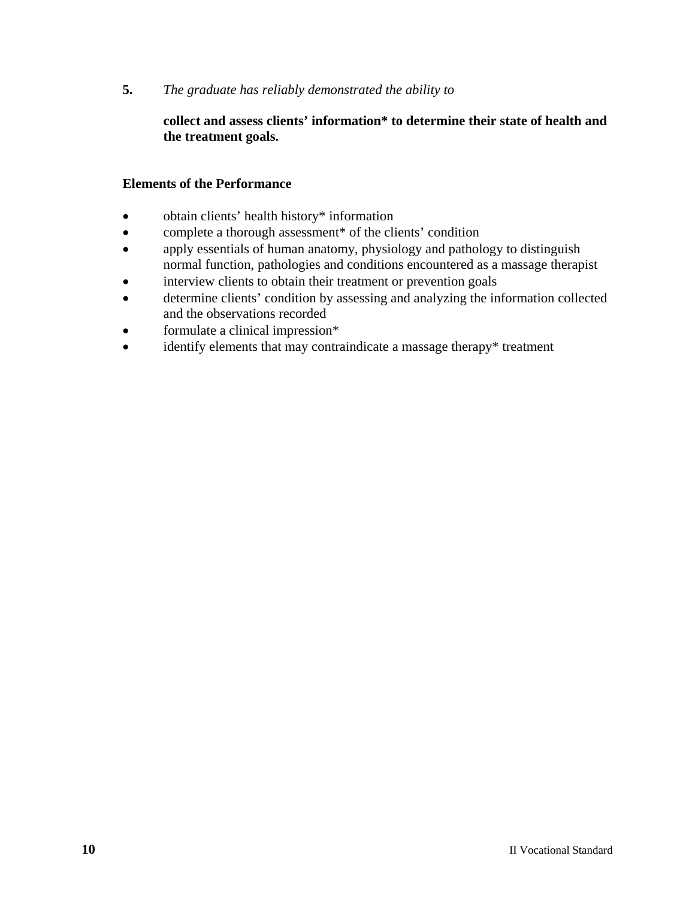**5.** *The graduate has reliably demonstrated the ability to*

**collect and assess clients' information* to determine their state of health and the treatment goals.**

**Elements of the Performance**

- obtain clients' health history* information
- complete a thorough assessment* of the clients' condition
- apply essentials of human anatomy, physiology and pathology to distinguish normal function, pathologies and conditions encountered as a massage therapist
- interview clients to obtain their treatment or prevention goals
- determine clients' condition by assessing and analyzing the information collected and the observations recorded
- formulate a clinical impression*
- identify elements that may contraindicate a massage therapy* treatment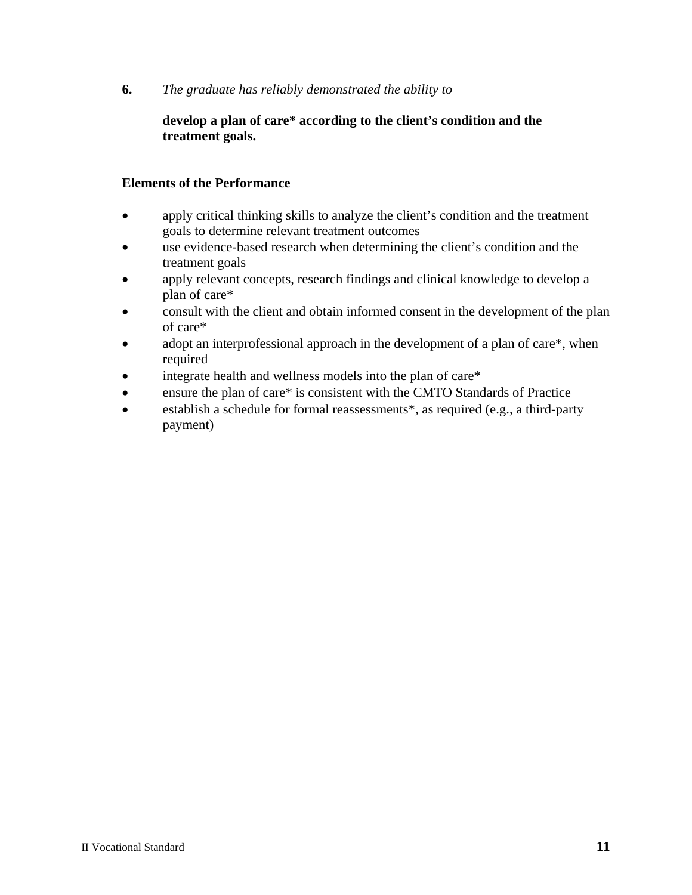**6.** *The graduate has reliably demonstrated the ability to*

**develop a plan of care* according to the client's condition and the treatment goals.**

**Elements of the Performance**

- apply critical thinking skills to analyze the client's condition and the treatment goals to determine relevant treatment outcomes
- use evidence-based research when determining the client's condition and the treatment goals
- apply relevant concepts, research findings and clinical knowledge to develop a plan of care*
- consult with the client and obtain informed consent in the development of the plan of care*
- adopt an interprofessional approach in the development of a plan of care*, when required
- integrate health and wellness models into the plan of care*
- ensure the plan of care* is consistent with the CMTO Standards of Practice
- establish a schedule for formal reassessments*, as required (e.g., a third-party payment)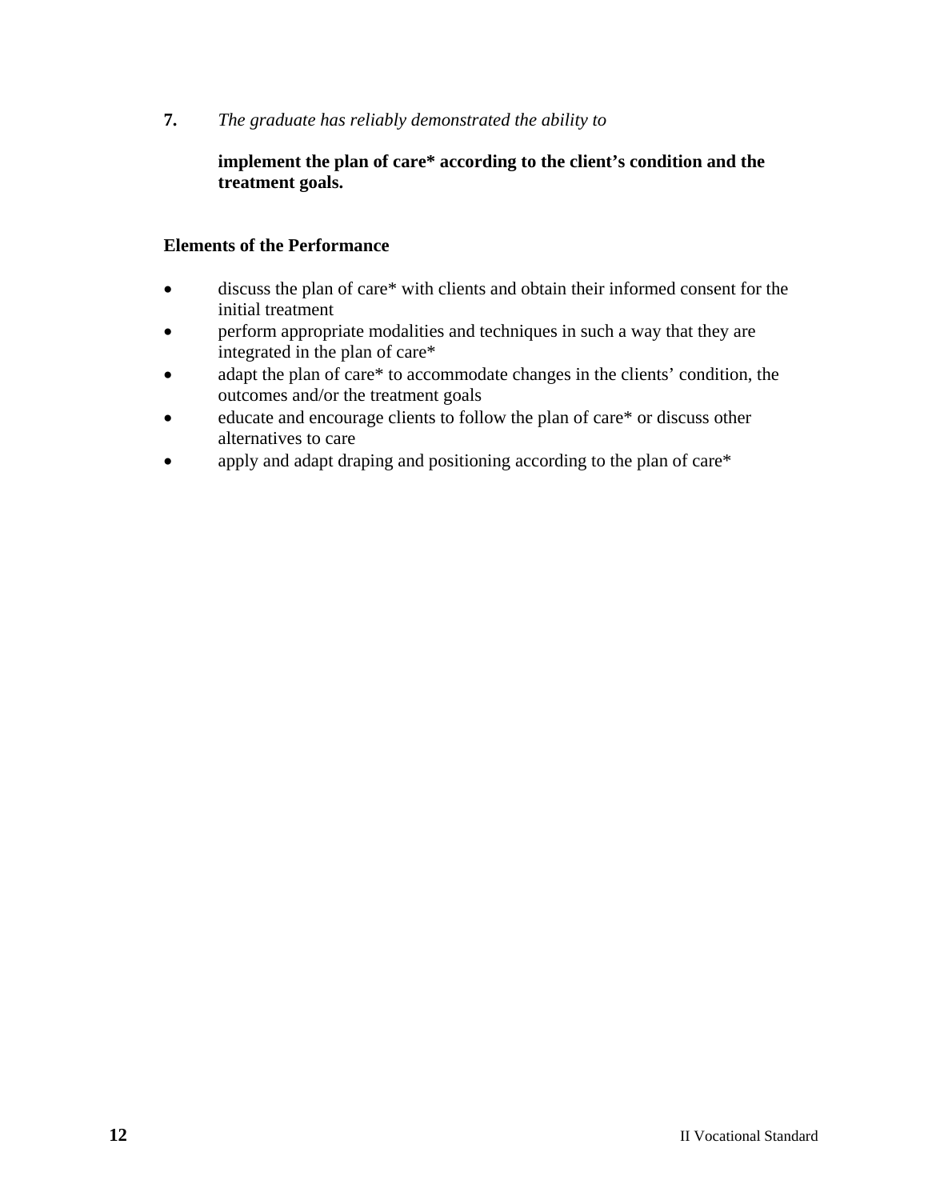**7.** *The graduate has reliably demonstrated the ability to*

**implement the plan of care* according to the client's condition and the treatment goals.**

**Elements of the Performance**

- discuss the plan of care* with clients and obtain their informed consent for the initial treatment
- perform appropriate modalities and techniques in such a way that they are integrated in the plan of care*
- adapt the plan of care* to accommodate changes in the clients' condition, the outcomes and/or the treatment goals
- educate and encourage clients to follow the plan of care* or discuss other alternatives to care
- apply and adapt draping and positioning according to the plan of care*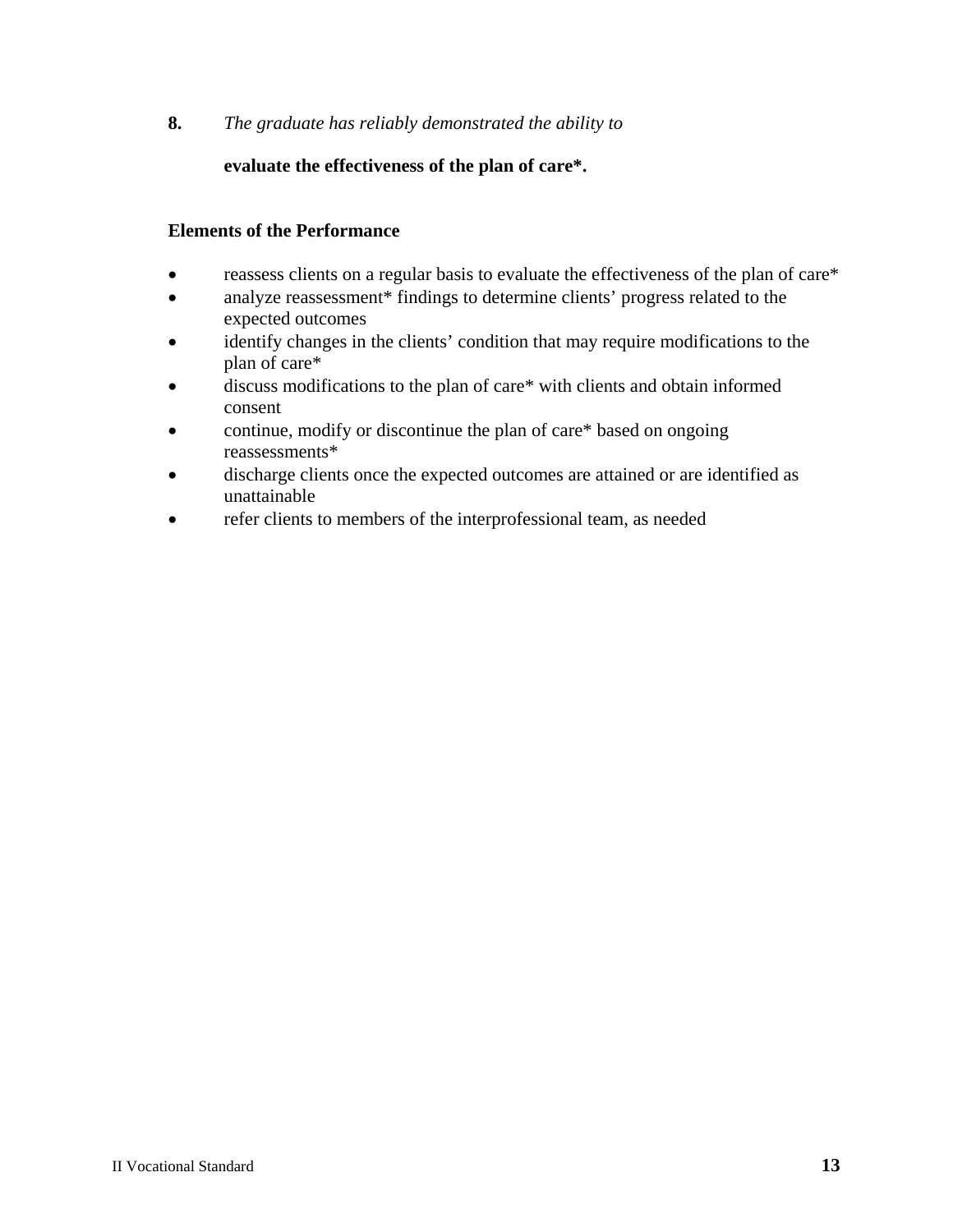**8.** *The graduate has reliably demonstrated the ability to*

**evaluate the effectiveness of the plan of care*.**

**Elements of the Performance**

- reassess clients on a regular basis to evaluate the effectiveness of the plan of care*
- analyze reassessment* findings to determine clients' progress related to the expected outcomes
- identify changes in the clients' condition that may require modifications to the plan of care*
- discuss modifications to the plan of care* with clients and obtain informed consent
- continue, modify or discontinue the plan of care* based on ongoing reassessments*
- discharge clients once the expected outcomes are attained or are identified as unattainable
- refer clients to members of the interprofessional team, as needed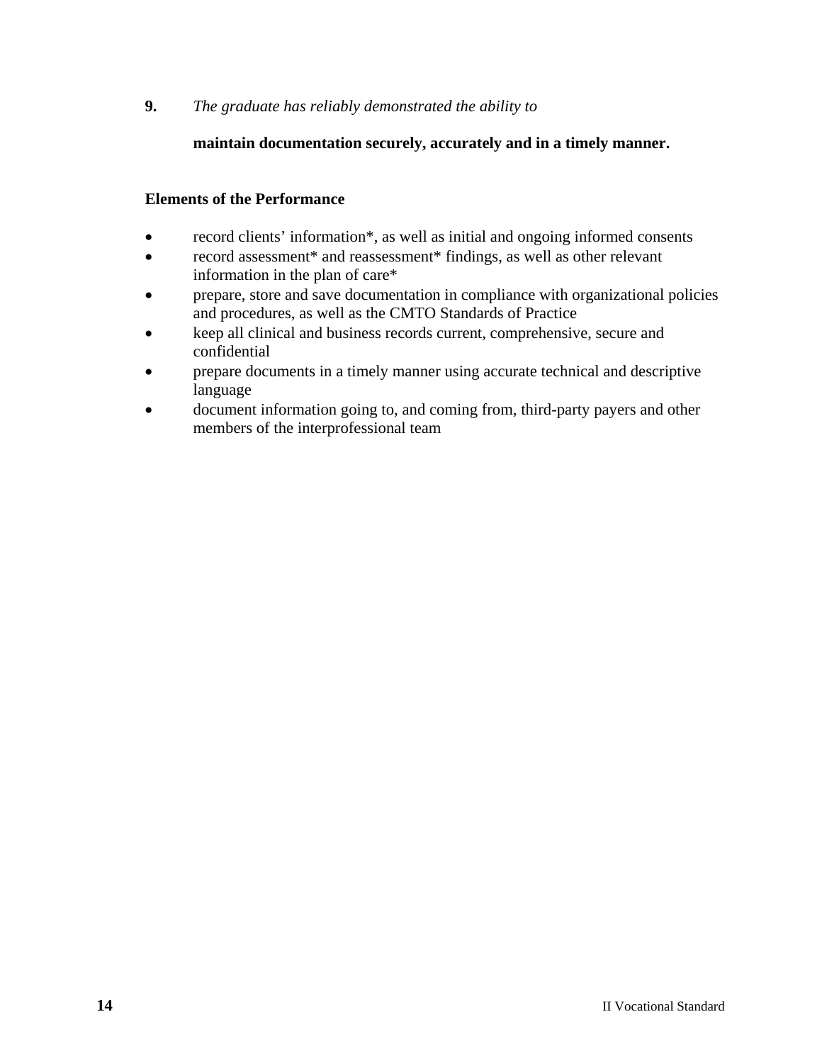**9.** *The graduate has reliably demonstrated the ability to*

**maintain documentation securely, accurately and in a timely manner.**

**Elements of the Performance**

- record clients' information*, as well as initial and ongoing informed consents
- record assessment* and reassessment* findings, as well as other relevant information in the plan of care*
- prepare, store and save documentation in compliance with organizational policies and procedures, as well as the CMTO Standards of Practice
- keep all clinical and business records current, comprehensive, secure and confidential
- prepare documents in a timely manner using accurate technical and descriptive language
- document information going to, and coming from, third-party payers and other members of the interprofessional team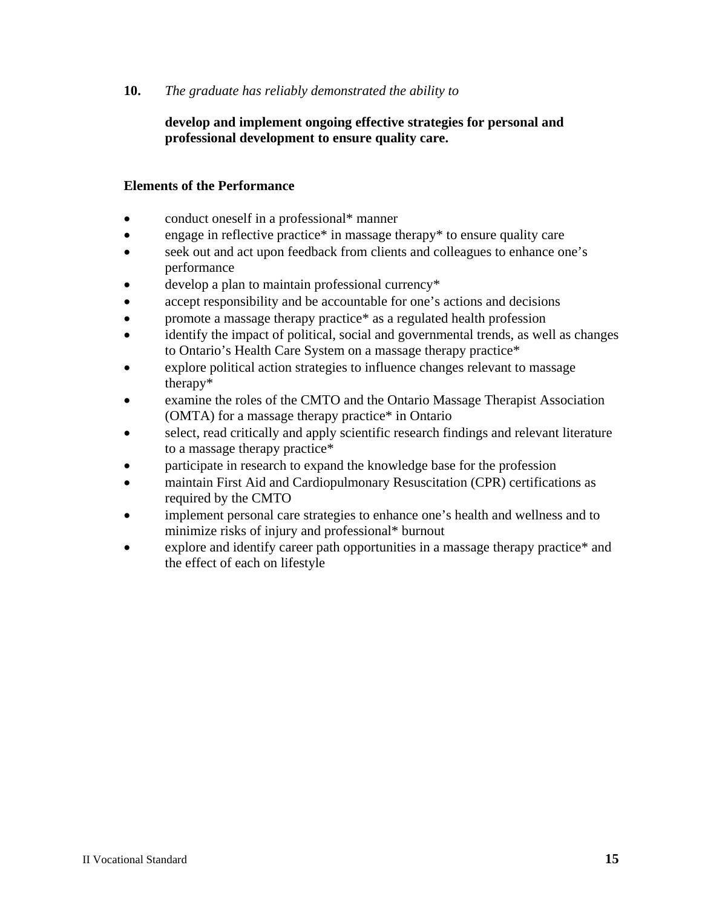**10.** *The graduate has reliably demonstrated the ability to*

**develop and implement ongoing effective strategies for personal and professional development to ensure quality care.**

**Elements of the Performance**

- conduct oneself in a professional* manner
- engage in reflective practice* in massage therapy* to ensure quality care
- seek out and act upon feedback from clients and colleagues to enhance one's performance
- develop a plan to maintain professional currency*
- accept responsibility and be accountable for one's actions and decisions
- promote a massage therapy practice* as a regulated health profession
- identify the impact of political, social and governmental trends, as well as changes to Ontario's Health Care System on a massage therapy practice*
- explore political action strategies to influence changes relevant to massage therapy*
- examine the roles of the CMTO and the Ontario Massage Therapist Association (OMTA) for a massage therapy practice* in Ontario
- select, read critically and apply scientific research findings and relevant literature to a massage therapy practice*
- participate in research to expand the knowledge base for the profession
- maintain First Aid and Cardiopulmonary Resuscitation (CPR) certifications as required by the CMTO
- implement personal care strategies to enhance one's health and wellness and to minimize risks of injury and professional* burnout
- explore and identify career path opportunities in a massage therapy practice* and the effect of each on lifestyle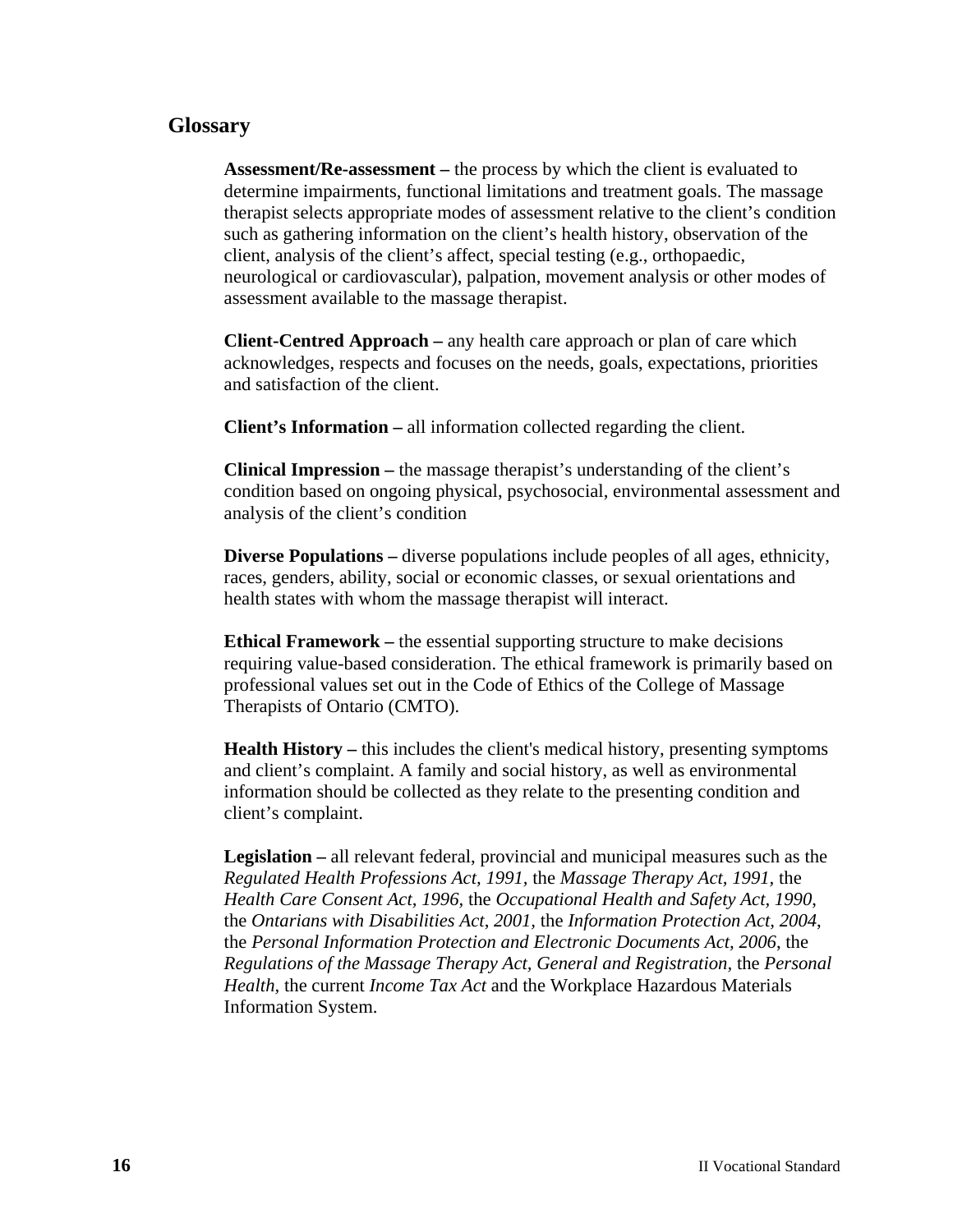## Glossary

**Assessment/Re-assessment –** the process by which the client is evaluated to determine impairments, functional limitations and treatment goals. The massage therapist selects appropriate modes of assessment relative to the client's condition such as gathering information on the client's health history, observation of the client, analysis of the client's affect, special testing (e.g., orthopaedic, neurological or cardiovascular), palpation, movement analysis or other modes of assessment available to the massage therapist.

**Client-Centred Approach –** any health care approach or plan of care which acknowledges, respects and focuses on the needs, goals, expectations, priorities and satisfaction of the client.

**Client's Information –** all information collected regarding the client.

**Clinical Impression –** the massage therapist's understanding of the client's condition based on ongoing physical, psychosocial, environmental assessment and analysis of the client's condition

**Diverse Populations –** diverse populations include peoples of all ages, ethnicity, races, genders, ability, social or economic classes, or sexual orientations and health states with whom the massage therapist will interact.

**Ethical Framework –** the essential supporting structure to make decisions requiring value-based consideration. The ethical framework is primarily based on professional values set out in the Code of Ethics of the College of Massage Therapists of Ontario (CMTO).

**Health History –** this includes the client's medical history, presenting symptoms and client's complaint. A family and social history, as well as environmental information should be collected as they relate to the presenting condition and client's complaint.

**Legislation –** all relevant federal, provincial and municipal measures such as the *Regulated Health Professions Act, 1991,* the *Massage Therapy Act, 1991,* the *Health Care Consent Act, 1996,* the *Occupational Health and Safety Act, 1990,* the *Ontarians with Disabilities Act, 2001,* the *Information Protection Act, 2004,* the *Personal Information Protection and Electronic Documents Act, 2006*, the *Regulations of the Massage Therapy Act, General and Registration,* the *Personal Health,* the current *Income Tax Act* and the Workplace Hazardous Materials Information System.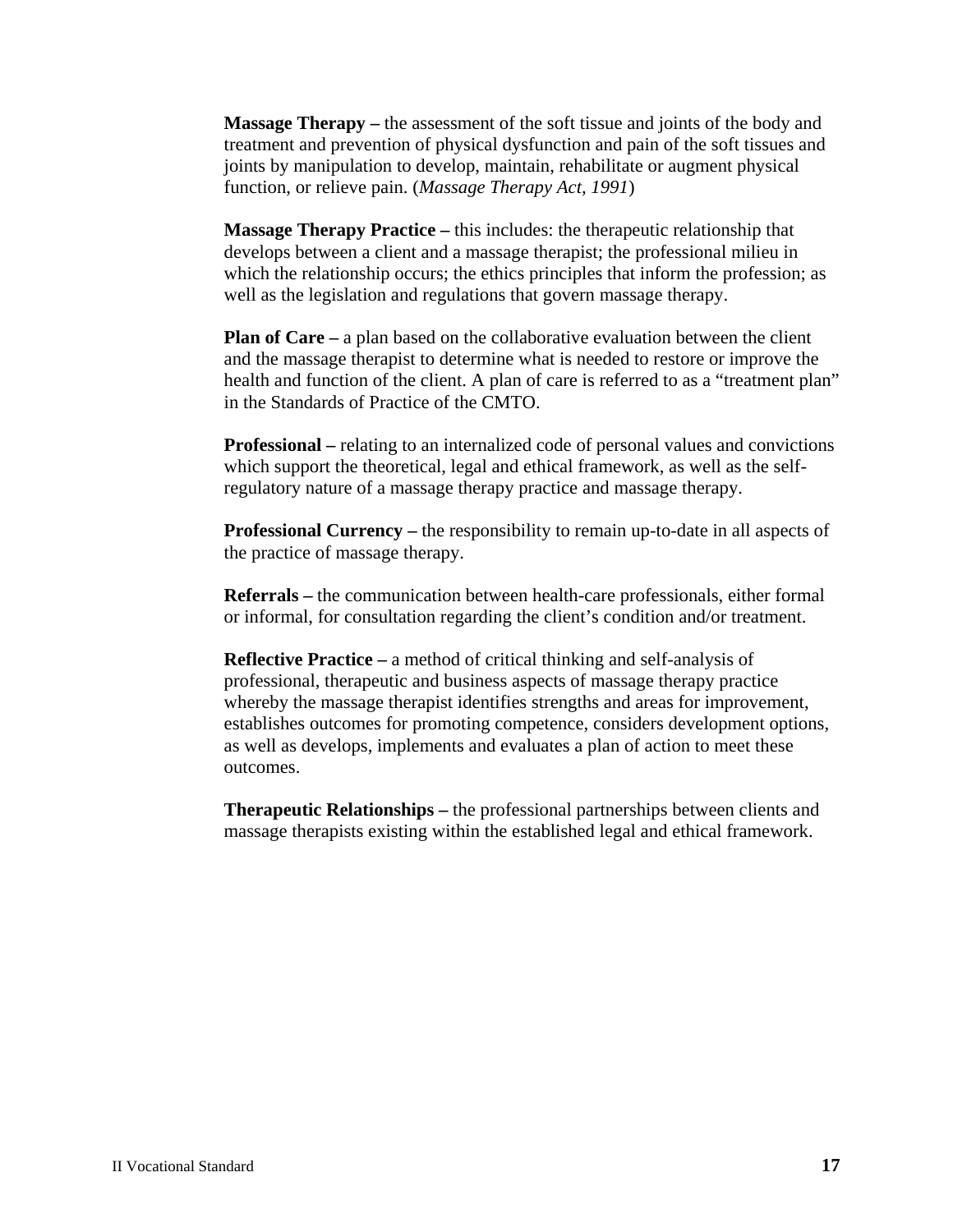**Massage Therapy –** the assessment of the soft tissue and joints of the body and treatment and prevention of physical dysfunction and pain of the soft tissues and joints by manipulation to develop, maintain, rehabilitate or augment physical function, or relieve pain. (*Massage Therapy Act, 1991*)

**Massage Therapy Practice –** this includes: the therapeutic relationship that develops between a client and a massage therapist; the professional milieu in which the relationship occurs; the ethics principles that inform the profession; as well as the legislation and regulations that govern massage therapy.

**Plan of Care –** a plan based on the collaborative evaluation between the client and the massage therapist to determine what is needed to restore or improve the health and function of the client. A plan of care is referred to as a "treatment plan" in the Standards of Practice of the CMTO.

**Professional –** relating to an internalized code of personal values and convictions which support the theoretical, legal and ethical framework, as well as the self-regulatory nature of a massage therapy practice and massage therapy.

**Professional Currency –** the responsibility to remain up-to-date in all aspects of the practice of massage therapy.

**Referrals –** the communication between health-care professionals, either formal or informal, for consultation regarding the client's condition and/or treatment.

**Reflective Practice –** a method of critical thinking and self-analysis of professional, therapeutic and business aspects of massage therapy practice whereby the massage therapist identifies strengths and areas for improvement, establishes outcomes for promoting competence, considers development options, as well as develops, implements and evaluates a plan of action to meet these outcomes.

**Therapeutic Relationships –** the professional partnerships between clients and massage therapists existing within the established legal and ethical framework.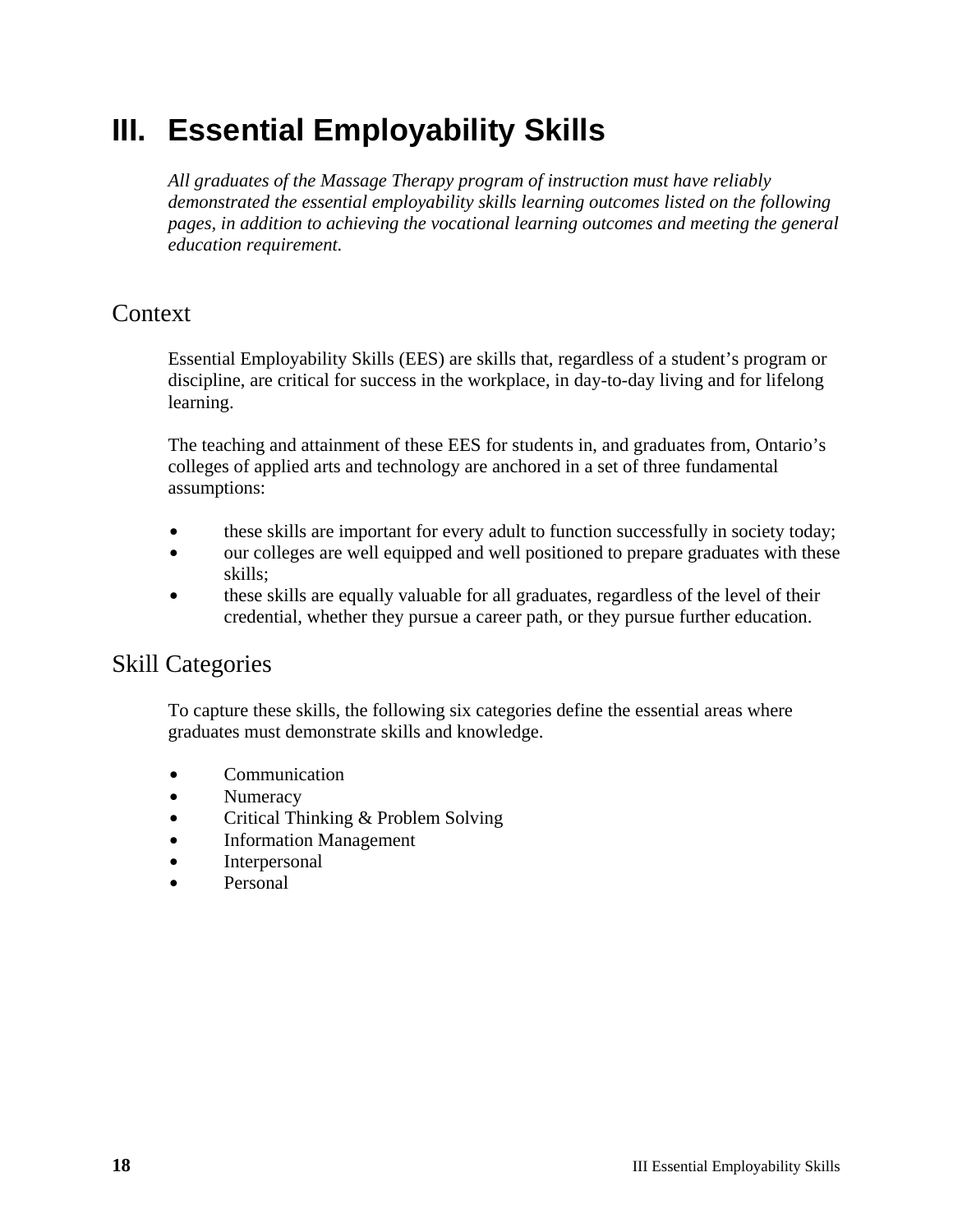# III. Essential Employability Skills

*All graduates of the Massage Therapy program of instruction must have reliably demonstrated the essential employability skills learning outcomes listed on the following pages, in addition to achieving the vocational learning outcomes and meeting the general education requirement.*

## Context

Essential Employability Skills (EES) are skills that, regardless of a student's program or discipline, are critical for success in the workplace, in day-to-day living and for lifelong learning.

The teaching and attainment of these EES for students in, and graduates from, Ontario's colleges of applied arts and technology are anchored in a set of three fundamental assumptions:

- these skills are important for every adult to function successfully in society today;
- our colleges are well equipped and well positioned to prepare graduates with these skills;
- these skills are equally valuable for all graduates, regardless of the level of their credential, whether they pursue a career path, or they pursue further education.

## Skill Categories

To capture these skills, the following six categories define the essential areas where graduates must demonstrate skills and knowledge.

- Communication
- Numeracy
- Critical Thinking & Problem Solving
- Information Management
- Interpersonal
- Personal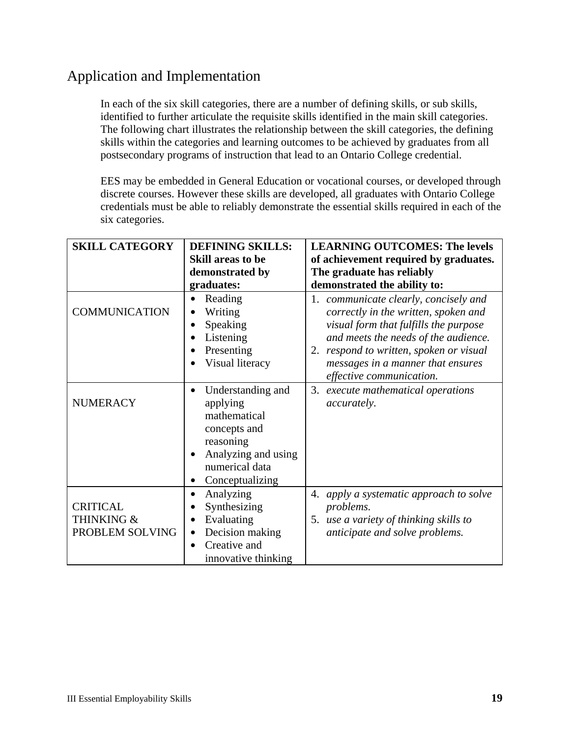## Application and Implementation

In each of the six skill categories, there are a number of defining skills, or sub skills, identified to further articulate the requisite skills identified in the main skill categories. The following chart illustrates the relationship between the skill categories, the defining skills within the categories and learning outcomes to be achieved by graduates from all postsecondary programs of instruction that lead to an Ontario College credential.

EES may be embedded in General Education or vocational courses, or developed through discrete courses. However these skills are developed, all graduates with Ontario College credentials must be able to reliably demonstrate the essential skills required in each of the six categories.

| **SKILL CATEGORY** | **DEFINING SKILLS: Skill areas to be demonstrated by graduates:** | **LEARNING OUTCOMES: The levels of achievement required by graduates. The graduate has reliably demonstrated the ability to:** |
|---|---|---|
| COMMUNICATION | • Reading<br>• Writing<br>• Speaking<br>• Listening<br>• Presenting<br>• Visual literacy | 1. *communicate clearly, concisely and correctly in the written, spoken and visual form that fulfills the purpose and meets the needs of the audience.*<br>2. *respond to written, spoken or visual messages in a manner that ensures effective communication.* |
| NUMERACY | • Understanding and applying mathematical concepts and reasoning<br>• Analyzing and using numerical data<br>• Conceptualizing | 3. *execute mathematical operations accurately.* |
| CRITICAL THINKING & PROBLEM SOLVING | • Analyzing<br>• Synthesizing<br>• Evaluating<br>• Decision making<br>• Creative and innovative thinking | 4. *apply a systematic approach to solve problems.*<br>5. *use a variety of thinking skills to anticipate and solve problems.* |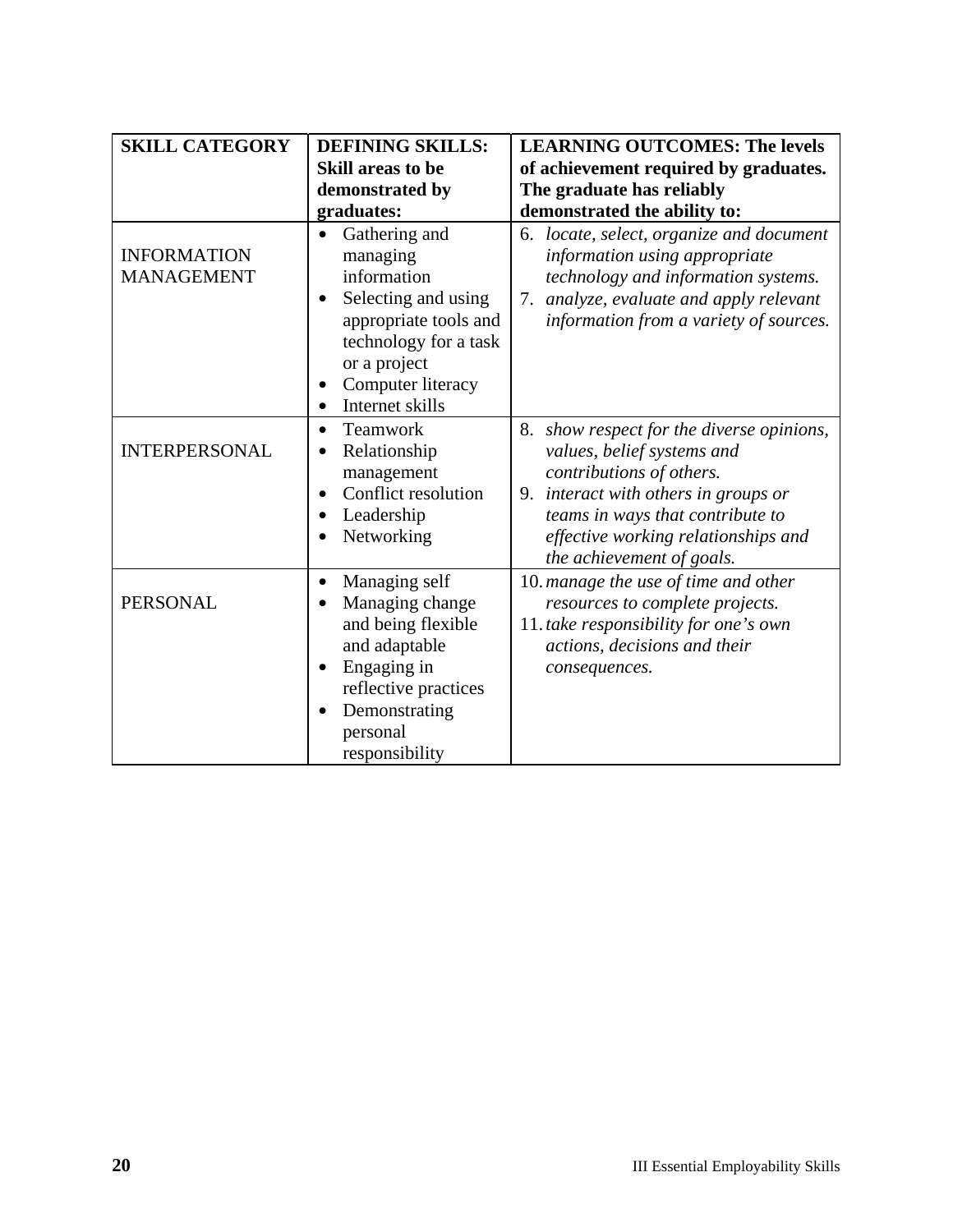| **SKILL CATEGORY** | **DEFINING SKILLS: Skill areas to be demonstrated by graduates:** | **LEARNING OUTCOMES: The levels of achievement required by graduates. The graduate has reliably demonstrated the ability to:** |
|---|---|---|
| INFORMATION MANAGEMENT | • Gathering and managing information<br>• Selecting and using appropriate tools and technology for a task or a project<br>• Computer literacy<br>• Internet skills | 6. *locate, select, organize and document information using appropriate technology and information systems.*<br>7. *analyze, evaluate and apply relevant information from a variety of sources.* |
| INTERPERSONAL | • Teamwork<br>• Relationship management<br>• Conflict resolution<br>• Leadership<br>• Networking | 8. *show respect for the diverse opinions, values, belief systems and contributions of others.*<br>9. *interact with others in groups or teams in ways that contribute to effective working relationships and the achievement of goals.* |
| PERSONAL | • Managing self<br>• Managing change and being flexible and adaptable<br>• Engaging in reflective practices<br>• Demonstrating personal responsibility | 10. *manage the use of time and other resources to complete projects.*<br>11. *take responsibility for one's own actions, decisions and their consequences.* |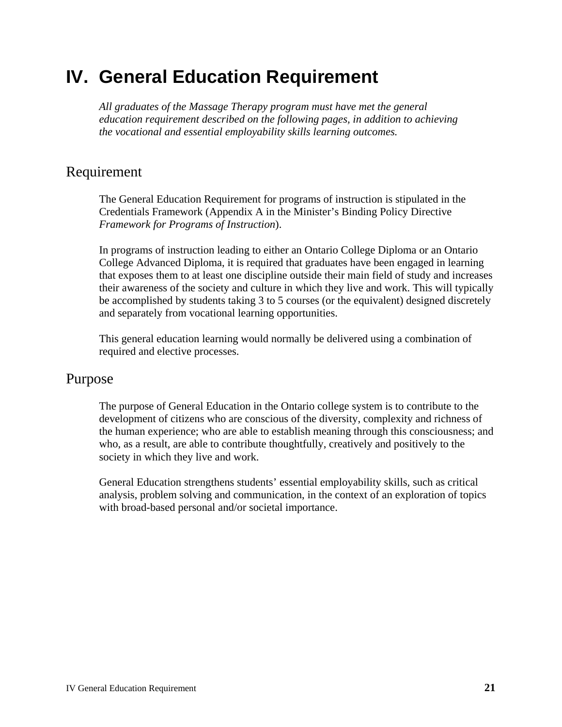# IV. General Education Requirement

*All graduates of the Massage Therapy program must have met the general education requirement described on the following pages, in addition to achieving the vocational and essential employability skills learning outcomes.*

## Requirement

The General Education Requirement for programs of instruction is stipulated in the Credentials Framework (Appendix A in the Minister's Binding Policy Directive *Framework for Programs of Instruction*).

In programs of instruction leading to either an Ontario College Diploma or an Ontario College Advanced Diploma, it is required that graduates have been engaged in learning that exposes them to at least one discipline outside their main field of study and increases their awareness of the society and culture in which they live and work. This will typically be accomplished by students taking 3 to 5 courses (or the equivalent) designed discretely and separately from vocational learning opportunities.

This general education learning would normally be delivered using a combination of required and elective processes.

## Purpose

The purpose of General Education in the Ontario college system is to contribute to the development of citizens who are conscious of the diversity, complexity and richness of the human experience; who are able to establish meaning through this consciousness; and who, as a result, are able to contribute thoughtfully, creatively and positively to the society in which they live and work.

General Education strengthens students' essential employability skills, such as critical analysis, problem solving and communication, in the context of an exploration of topics with broad-based personal and/or societal importance.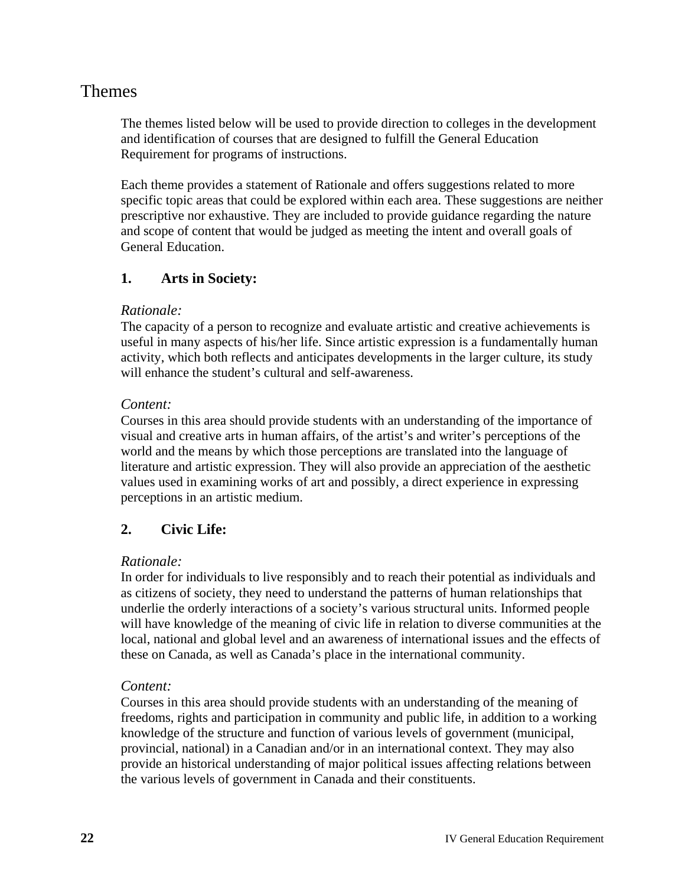# Themes

The themes listed below will be used to provide direction to colleges in the development and identification of courses that are designed to fulfill the General Education Requirement for programs of instructions.

Each theme provides a statement of Rationale and offers suggestions related to more specific topic areas that could be explored within each area. These suggestions are neither prescriptive nor exhaustive. They are included to provide guidance regarding the nature and scope of content that would be judged as meeting the intent and overall goals of General Education.

## 1. Arts in Society:

*Rationale:*
The capacity of a person to recognize and evaluate artistic and creative achievements is useful in many aspects of his/her life. Since artistic expression is a fundamentally human activity, which both reflects and anticipates developments in the larger culture, its study will enhance the student's cultural and self-awareness.

*Content:*
Courses in this area should provide students with an understanding of the importance of visual and creative arts in human affairs, of the artist's and writer's perceptions of the world and the means by which those perceptions are translated into the language of literature and artistic expression. They will also provide an appreciation of the aesthetic values used in examining works of art and possibly, a direct experience in expressing perceptions in an artistic medium.

## 2. Civic Life:

*Rationale:*
In order for individuals to live responsibly and to reach their potential as individuals and as citizens of society, they need to understand the patterns of human relationships that underlie the orderly interactions of a society's various structural units. Informed people will have knowledge of the meaning of civic life in relation to diverse communities at the local, national and global level and an awareness of international issues and the effects of these on Canada, as well as Canada's place in the international community.

*Content:*
Courses in this area should provide students with an understanding of the meaning of freedoms, rights and participation in community and public life, in addition to a working knowledge of the structure and function of various levels of government (municipal, provincial, national) in a Canadian and/or in an international context. They may also provide an historical understanding of major political issues affecting relations between the various levels of government in Canada and their constituents.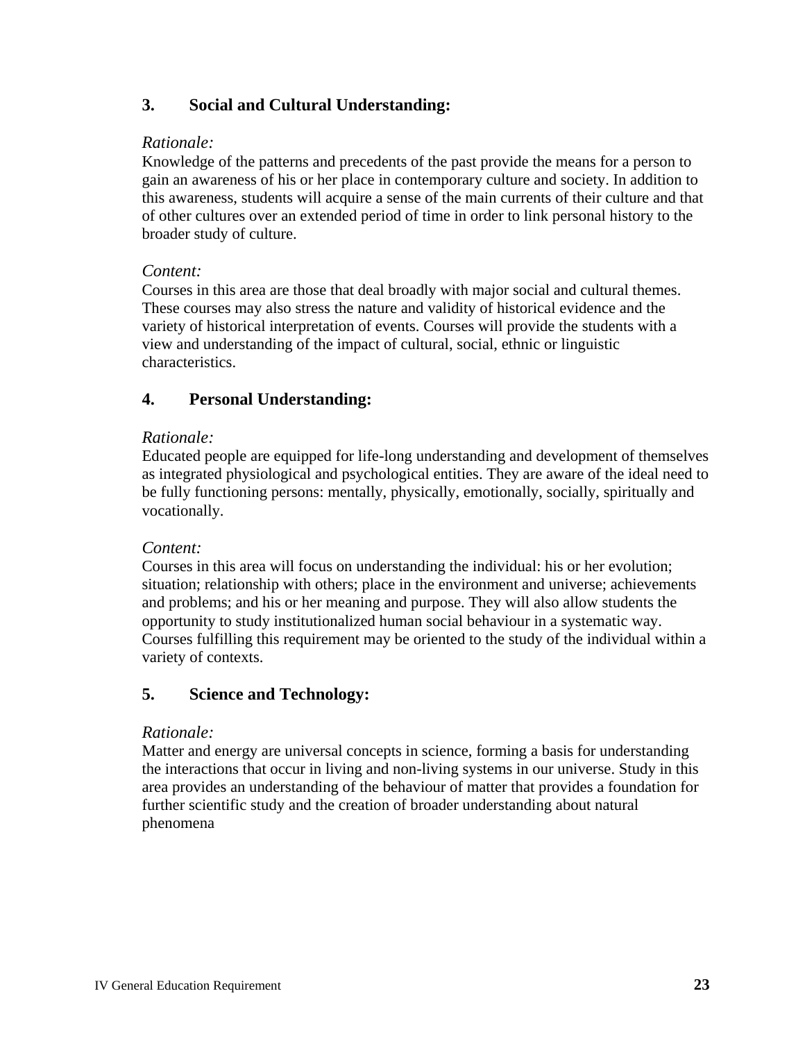## 3. Social and Cultural Understanding:

*Rationale:*
Knowledge of the patterns and precedents of the past provide the means for a person to gain an awareness of his or her place in contemporary culture and society. In addition to this awareness, students will acquire a sense of the main currents of their culture and that of other cultures over an extended period of time in order to link personal history to the broader study of culture.

*Content:*
Courses in this area are those that deal broadly with major social and cultural themes. These courses may also stress the nature and validity of historical evidence and the variety of historical interpretation of events. Courses will provide the students with a view and understanding of the impact of cultural, social, ethnic or linguistic characteristics.

## 4. Personal Understanding:

*Rationale:*
Educated people are equipped for life-long understanding and development of themselves as integrated physiological and psychological entities. They are aware of the ideal need to be fully functioning persons: mentally, physically, emotionally, socially, spiritually and vocationally.

*Content:*
Courses in this area will focus on understanding the individual: his or her evolution; situation; relationship with others; place in the environment and universe; achievements and problems; and his or her meaning and purpose. They will also allow students the opportunity to study institutionalized human social behaviour in a systematic way. Courses fulfilling this requirement may be oriented to the study of the individual within a variety of contexts.

## 5. Science and Technology:

*Rationale:*
Matter and energy are universal concepts in science, forming a basis for understanding the interactions that occur in living and non-living systems in our universe. Study in this area provides an understanding of the behaviour of matter that provides a foundation for further scientific study and the creation of broader understanding about natural phenomena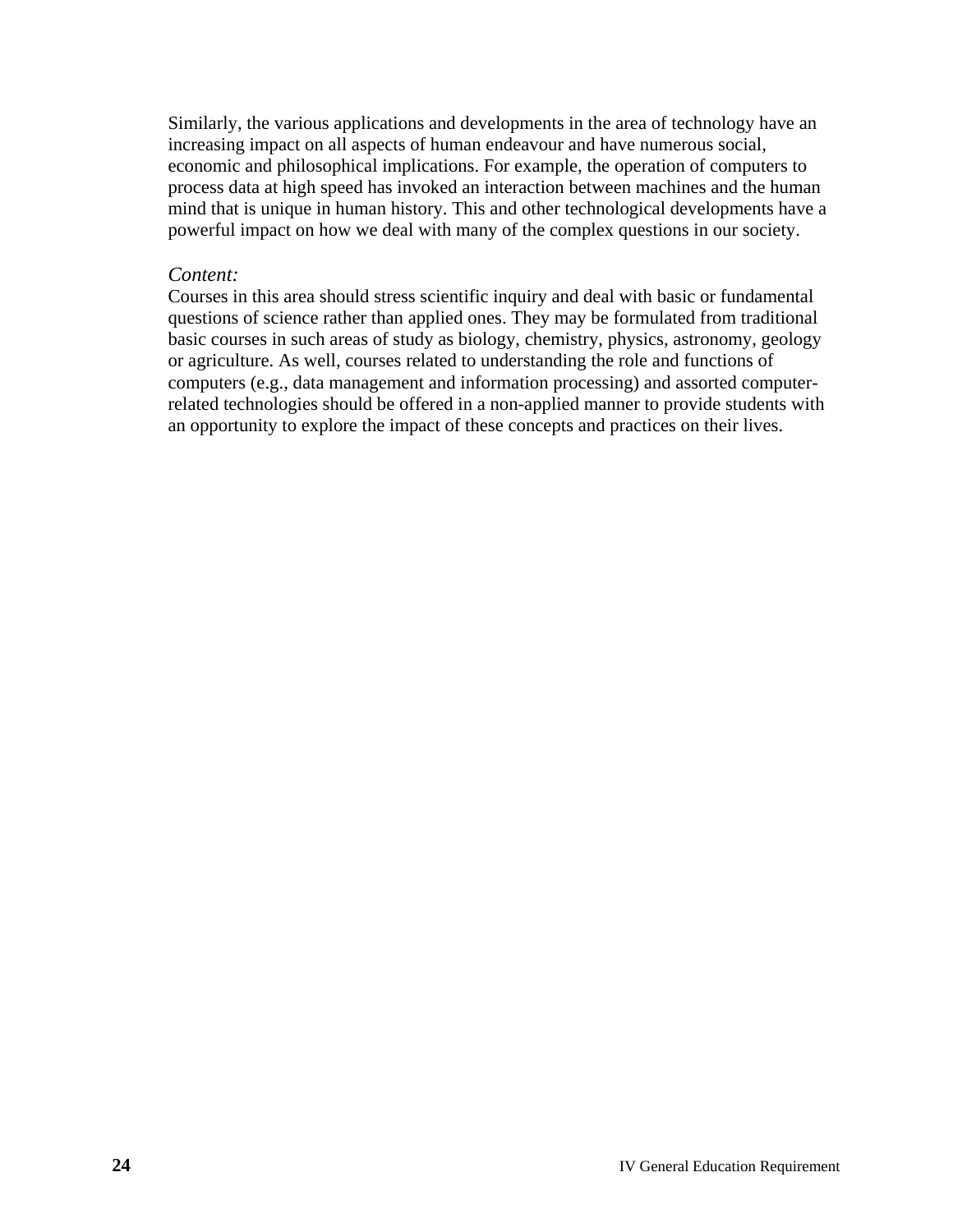Similarly, the various applications and developments in the area of technology have an increasing impact on all aspects of human endeavour and have numerous social, economic and philosophical implications. For example, the operation of computers to process data at high speed has invoked an interaction between machines and the human mind that is unique in human history. This and other technological developments have a powerful impact on how we deal with many of the complex questions in our society.

*Content:*
Courses in this area should stress scientific inquiry and deal with basic or fundamental questions of science rather than applied ones. They may be formulated from traditional basic courses in such areas of study as biology, chemistry, physics, astronomy, geology or agriculture. As well, courses related to understanding the role and functions of computers (e.g., data management and information processing) and assorted computer-related technologies should be offered in a non-applied manner to provide students with an opportunity to explore the impact of these concepts and practices on their lives.